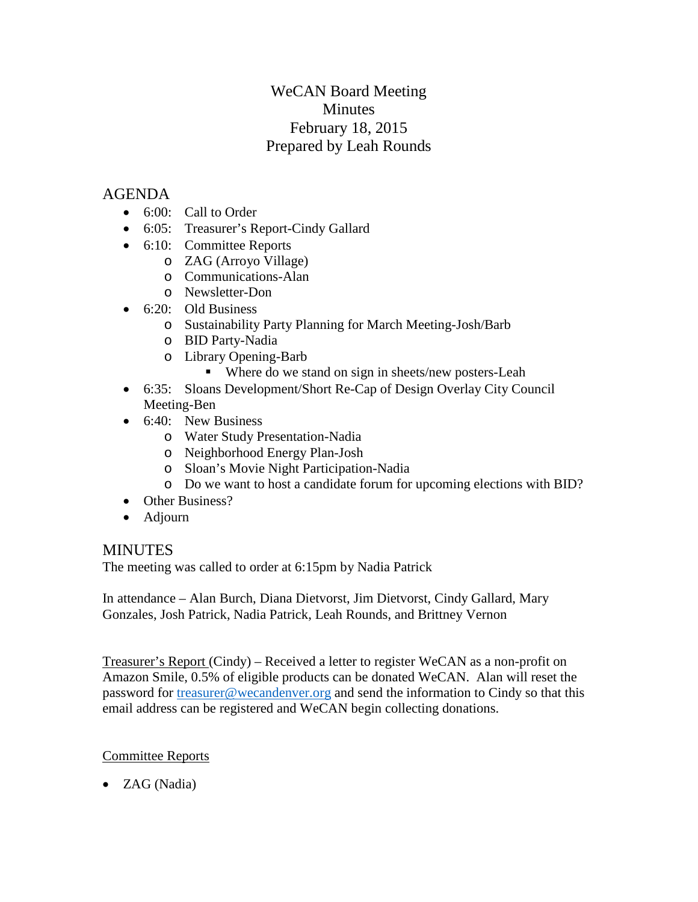# WeCAN Board Meeting
## Minutes
### February 18, 2015
### Prepared by Leah Rounds

## AGENDA

- 6:00: Call to Order
- 6:05: Treasurer's Report-Cindy Gallard
- 6:10: Committee Reports
  - ZAG (Arroyo Village)
  - Communications-Alan
  - Newsletter-Don
- 6:20: Old Business
  - Sustainability Party Planning for March Meeting-Josh/Barb
  - BID Party-Nadia
  - Library Opening-Barb
    - Where do we stand on sign in sheets/new posters-Leah
- 6:35: Sloans Development/Short Re-Cap of Design Overlay City Council Meeting-Ben
- 6:40: New Business
  - Water Study Presentation-Nadia
  - Neighborhood Energy Plan-Josh
  - Sloan's Movie Night Participation-Nadia
  - Do we want to host a candidate forum for upcoming elections with BID?
- Other Business?
- Adjourn

## MINUTES

The meeting was called to order at 6:15pm by Nadia Patrick

In attendance – Alan Burch, Diana Dietvorst, Jim Dietvorst, Cindy Gallard, Mary Gonzales, Josh Patrick, Nadia Patrick, Leah Rounds, and Brittney Vernon

Treasurer's Report (Cindy) – Received a letter to register WeCAN as a non-profit on Amazon Smile, 0.5% of eligible products can be donated WeCAN. Alan will reset the password for treasurer@wecandenver.org and send the information to Cindy so that this email address can be registered and WeCAN begin collecting donations.

Committee Reports

- ZAG (Nadia)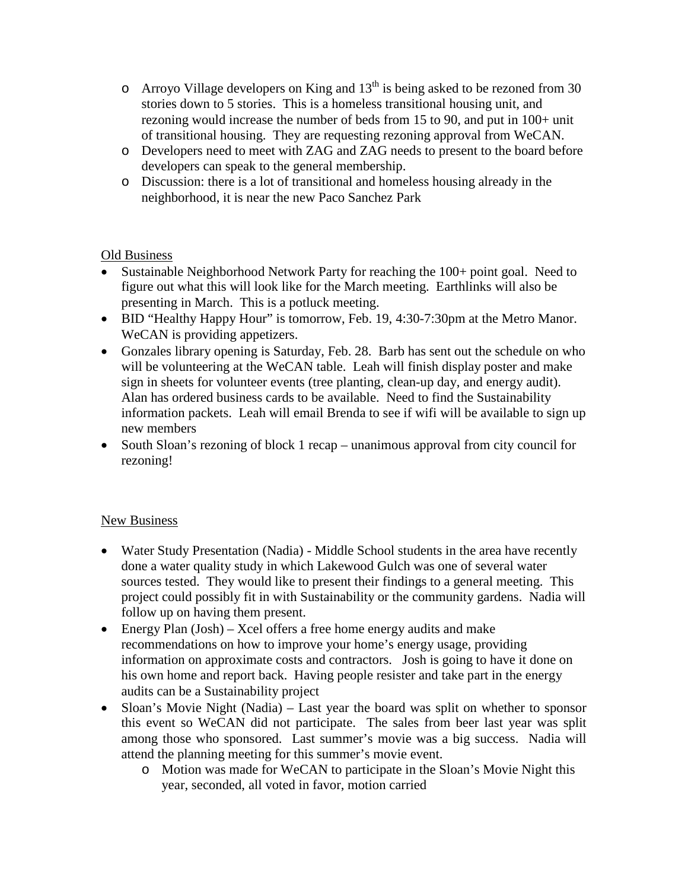- Arroyo Village developers on King and 13th is being asked to be rezoned from 30 stories down to 5 stories. This is a homeless transitional housing unit, and rezoning would increase the number of beds from 15 to 90, and put in 100+ unit of transitional housing. They are requesting rezoning approval from WeCAN.
- Developers need to meet with ZAG and ZAG needs to present to the board before developers can speak to the general membership.
- Discussion: there is a lot of transitional and homeless housing already in the neighborhood, it is near the new Paco Sanchez Park

## Old Business

- Sustainable Neighborhood Network Party for reaching the 100+ point goal. Need to figure out what this will look like for the March meeting. Earthlinks will also be presenting in March. This is a potluck meeting.
- BID "Healthy Happy Hour" is tomorrow, Feb. 19, 4:30-7:30pm at the Metro Manor. WeCAN is providing appetizers.
- Gonzales library opening is Saturday, Feb. 28. Barb has sent out the schedule on who will be volunteering at the WeCAN table. Leah will finish display poster and make sign in sheets for volunteer events (tree planting, clean-up day, and energy audit). Alan has ordered business cards to be available. Need to find the Sustainability information packets. Leah will email Brenda to see if wifi will be available to sign up new members
- South Sloan's rezoning of block 1 recap – unanimous approval from city council for rezoning!

## New Business

- Water Study Presentation (Nadia) - Middle School students in the area have recently done a water quality study in which Lakewood Gulch was one of several water sources tested. They would like to present their findings to a general meeting. This project could possibly fit in with Sustainability or the community gardens. Nadia will follow up on having them present.
- Energy Plan (Josh) – Xcel offers a free home energy audits and make recommendations on how to improve your home's energy usage, providing information on approximate costs and contractors. Josh is going to have it done on his own home and report back. Having people resister and take part in the energy audits can be a Sustainability project
- Sloan's Movie Night (Nadia) – Last year the board was split on whether to sponsor this event so WeCAN did not participate. The sales from beer last year was split among those who sponsored. Last summer's movie was a big success. Nadia will attend the planning meeting for this summer's movie event.
  - Motion was made for WeCAN to participate in the Sloan's Movie Night this year, seconded, all voted in favor, motion carried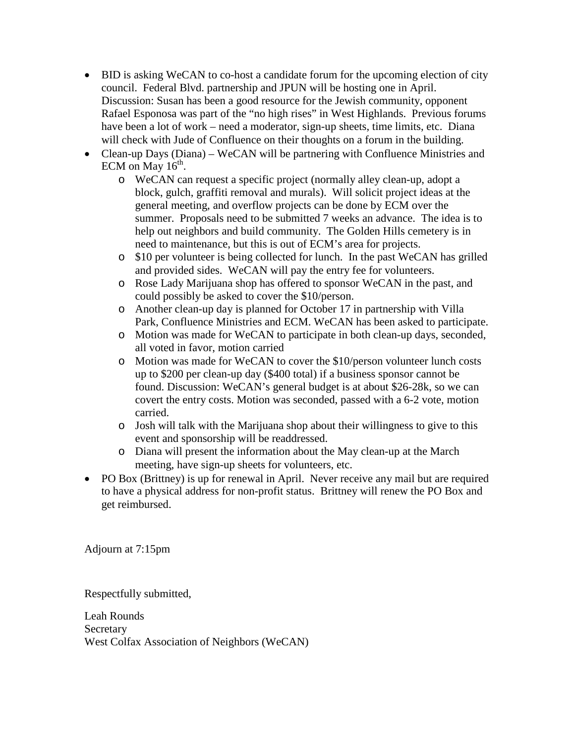- BID is asking WeCAN to co-host a candidate forum for the upcoming election of city council. Federal Blvd. partnership and JPUN will be hosting one in April. Discussion: Susan has been a good resource for the Jewish community, opponent Rafael Esponosa was part of the "no high rises" in West Highlands. Previous forums have been a lot of work – need a moderator, sign-up sheets, time limits, etc. Diana will check with Jude of Confluence on their thoughts on a forum in the building.
- Clean-up Days (Diana) – WeCAN will be partnering with Confluence Ministries and ECM on May 16th.
    - WeCAN can request a specific project (normally alley clean-up, adopt a block, gulch, graffiti removal and murals). Will solicit project ideas at the general meeting, and overflow projects can be done by ECM over the summer. Proposals need to be submitted 7 weeks an advance. The idea is to help out neighbors and build community. The Golden Hills cemetery is in need to maintenance, but this is out of ECM's area for projects.
    - $10 per volunteer is being collected for lunch. In the past WeCAN has grilled and provided sides. WeCAN will pay the entry fee for volunteers.
    - Rose Lady Marijuana shop has offered to sponsor WeCAN in the past, and could possibly be asked to cover the $10/person.
    - Another clean-up day is planned for October 17 in partnership with Villa Park, Confluence Ministries and ECM. WeCAN has been asked to participate.
    - Motion was made for WeCAN to participate in both clean-up days, seconded, all voted in favor, motion carried
    - Motion was made for WeCAN to cover the $10/person volunteer lunch costs up to $200 per clean-up day ($400 total) if a business sponsor cannot be found. Discussion: WeCAN's general budget is at about $26-28k, so we can covert the entry costs. Motion was seconded, passed with a 6-2 vote, motion carried.
    - Josh will talk with the Marijuana shop about their willingness to give to this event and sponsorship will be readdressed.
    - Diana will present the information about the May clean-up at the March meeting, have sign-up sheets for volunteers, etc.
- PO Box (Brittney) is up for renewal in April. Never receive any mail but are required to have a physical address for non-profit status. Brittney will renew the PO Box and get reimbursed.

Adjourn at 7:15pm

Respectfully submitted,

Leah Rounds
Secretary
West Colfax Association of Neighbors (WeCAN)